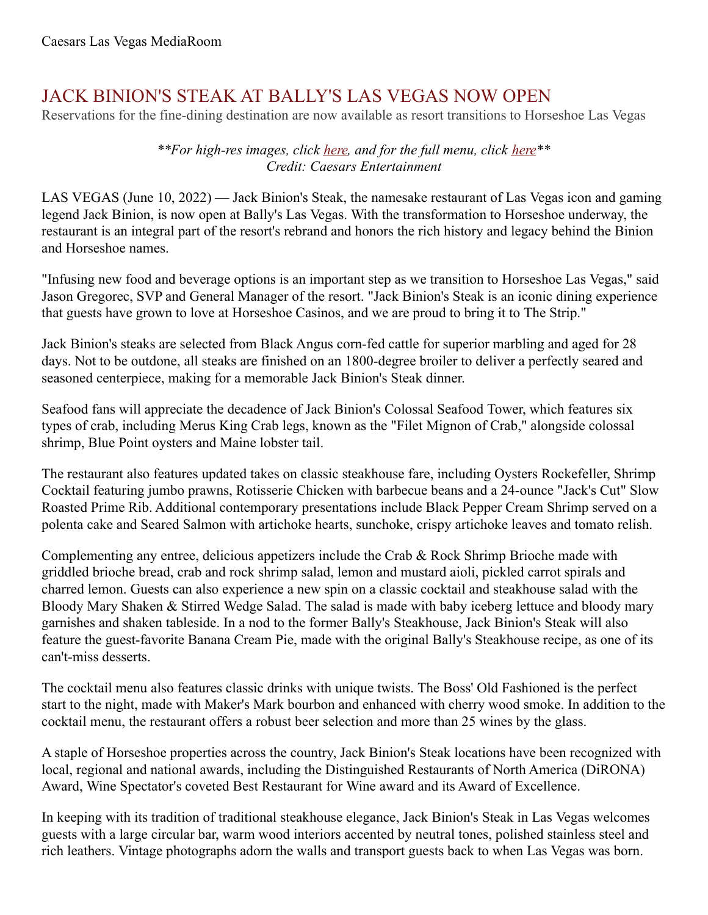Caesars Las Vegas MediaRoom

# JACK BINION'S STEAK AT BALLY'S LAS VEGAS NOW OPEN

Reservations for the fine-dining destination are now available as resort transitions to Horseshoe Las Vegas

*\*\*For high-res images, click here, and for the full menu, click here\*\**
*Credit: Caesars Entertainment*

LAS VEGAS (June 10, 2022) — Jack Binion's Steak, the namesake restaurant of Las Vegas icon and gaming legend Jack Binion, is now open at Bally's Las Vegas. With the transformation to Horseshoe underway, the restaurant is an integral part of the resort's rebrand and honors the rich history and legacy behind the Binion and Horseshoe names.

"Infusing new food and beverage options is an important step as we transition to Horseshoe Las Vegas," said Jason Gregorec, SVP and General Manager of the resort. "Jack Binion's Steak is an iconic dining experience that guests have grown to love at Horseshoe Casinos, and we are proud to bring it to The Strip."

Jack Binion's steaks are selected from Black Angus corn-fed cattle for superior marbling and aged for 28 days. Not to be outdone, all steaks are finished on an 1800-degree broiler to deliver a perfectly seared and seasoned centerpiece, making for a memorable Jack Binion's Steak dinner.

Seafood fans will appreciate the decadence of Jack Binion's Colossal Seafood Tower, which features six types of crab, including Merus King Crab legs, known as the "Filet Mignon of Crab," alongside colossal shrimp, Blue Point oysters and Maine lobster tail.

The restaurant also features updated takes on classic steakhouse fare, including Oysters Rockefeller, Shrimp Cocktail featuring jumbo prawns, Rotisserie Chicken with barbecue beans and a 24-ounce "Jack's Cut" Slow Roasted Prime Rib. Additional contemporary presentations include Black Pepper Cream Shrimp served on a polenta cake and Seared Salmon with artichoke hearts, sunchoke, crispy artichoke leaves and tomato relish.

Complementing any entree, delicious appetizers include the Crab & Rock Shrimp Brioche made with griddled brioche bread, crab and rock shrimp salad, lemon and mustard aioli, pickled carrot spirals and charred lemon. Guests can also experience a new spin on a classic cocktail and steakhouse salad with the Bloody Mary Shaken & Stirred Wedge Salad. The salad is made with baby iceberg lettuce and bloody mary garnishes and shaken tableside. In a nod to the former Bally's Steakhouse, Jack Binion's Steak will also feature the guest-favorite Banana Cream Pie, made with the original Bally's Steakhouse recipe, as one of its can't-miss desserts.

The cocktail menu also features classic drinks with unique twists. The Boss' Old Fashioned is the perfect start to the night, made with Maker's Mark bourbon and enhanced with cherry wood smoke. In addition to the cocktail menu, the restaurant offers a robust beer selection and more than 25 wines by the glass.

A staple of Horseshoe properties across the country, Jack Binion's Steak locations have been recognized with local, regional and national awards, including the Distinguished Restaurants of North America (DiRONA) Award, Wine Spectator's coveted Best Restaurant for Wine award and its Award of Excellence.

In keeping with its tradition of traditional steakhouse elegance, Jack Binion's Steak in Las Vegas welcomes guests with a large circular bar, warm wood interiors accented by neutral tones, polished stainless steel and rich leathers. Vintage photographs adorn the walls and transport guests back to when Las Vegas was born.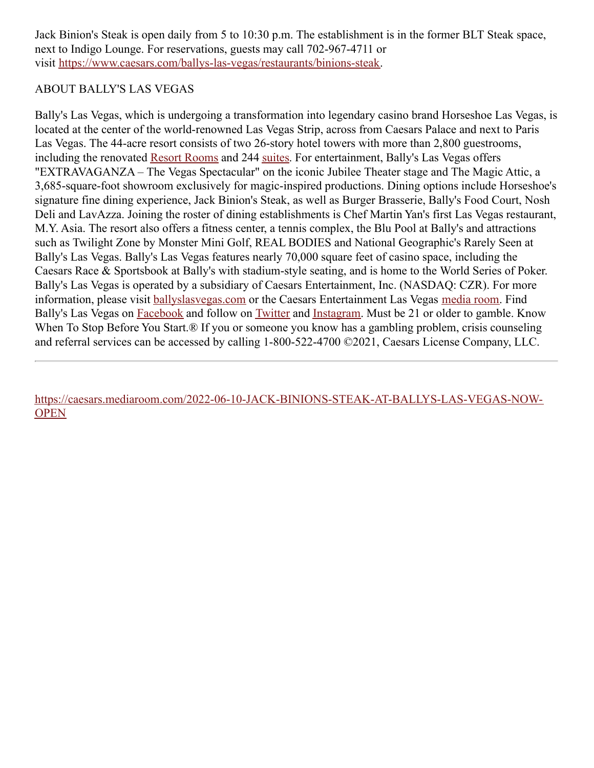Jack Binion's Steak is open daily from 5 to 10:30 p.m. The establishment is in the former BLT Steak space, next to Indigo Lounge. For reservations, guests may call 702-967-4711 or visit [https://www.caesars.com/ballys-las-vegas/restaurants/binions-steak](https://www.caesars.com/ballys-las-vegas/restaurants/binions-steak).

ABOUT BALLY'S LAS VEGAS

Bally's Las Vegas, which is undergoing a transformation into legendary casino brand Horseshoe Las Vegas, is located at the center of the world-renowned Las Vegas Strip, across from Caesars Palace and next to Paris Las Vegas. The 44-acre resort consists of two 26-story hotel towers with more than 2,800 guestrooms, including the renovated Resort Rooms and 244 suites. For entertainment, Bally's Las Vegas offers "EXTRAVAGANZA – The Vegas Spectacular" on the iconic Jubilee Theater stage and The Magic Attic, a 3,685-square-foot showroom exclusively for magic-inspired productions. Dining options include Horseshoe's signature fine dining experience, Jack Binion's Steak, as well as Burger Brasserie, Bally's Food Court, Nosh Deli and LavAzza. Joining the roster of dining establishments is Chef Martin Yan's first Las Vegas restaurant, M.Y. Asia. The resort also offers a fitness center, a tennis complex, the Blu Pool at Bally's and attractions such as Twilight Zone by Monster Mini Golf, REAL BODIES and National Geographic's Rarely Seen at Bally's Las Vegas. Bally's Las Vegas features nearly 70,000 square feet of casino space, including the Caesars Race & Sportsbook at Bally's with stadium-style seating, and is home to the World Series of Poker. Bally's Las Vegas is operated by a subsidiary of Caesars Entertainment, Inc. (NASDAQ: CZR). For more information, please visit ballyslasvegas.com or the Caesars Entertainment Las Vegas media room. Find Bally's Las Vegas on Facebook and follow on Twitter and Instagram. Must be 21 or older to gamble. Know When To Stop Before You Start.® If you or someone you know has a gambling problem, crisis counseling and referral services can be accessed by calling 1-800-522-4700 ©2021, Caesars License Company, LLC.

---

[https://caesars.mediaroom.com/2022-06-10-JACK-BINIONS-STEAK-AT-BALLYS-LAS-VEGAS-NOW-OPEN](https://caesars.mediaroom.com/2022-06-10-JACK-BINIONS-STEAK-AT-BALLYS-LAS-VEGAS-NOW-OPEN)